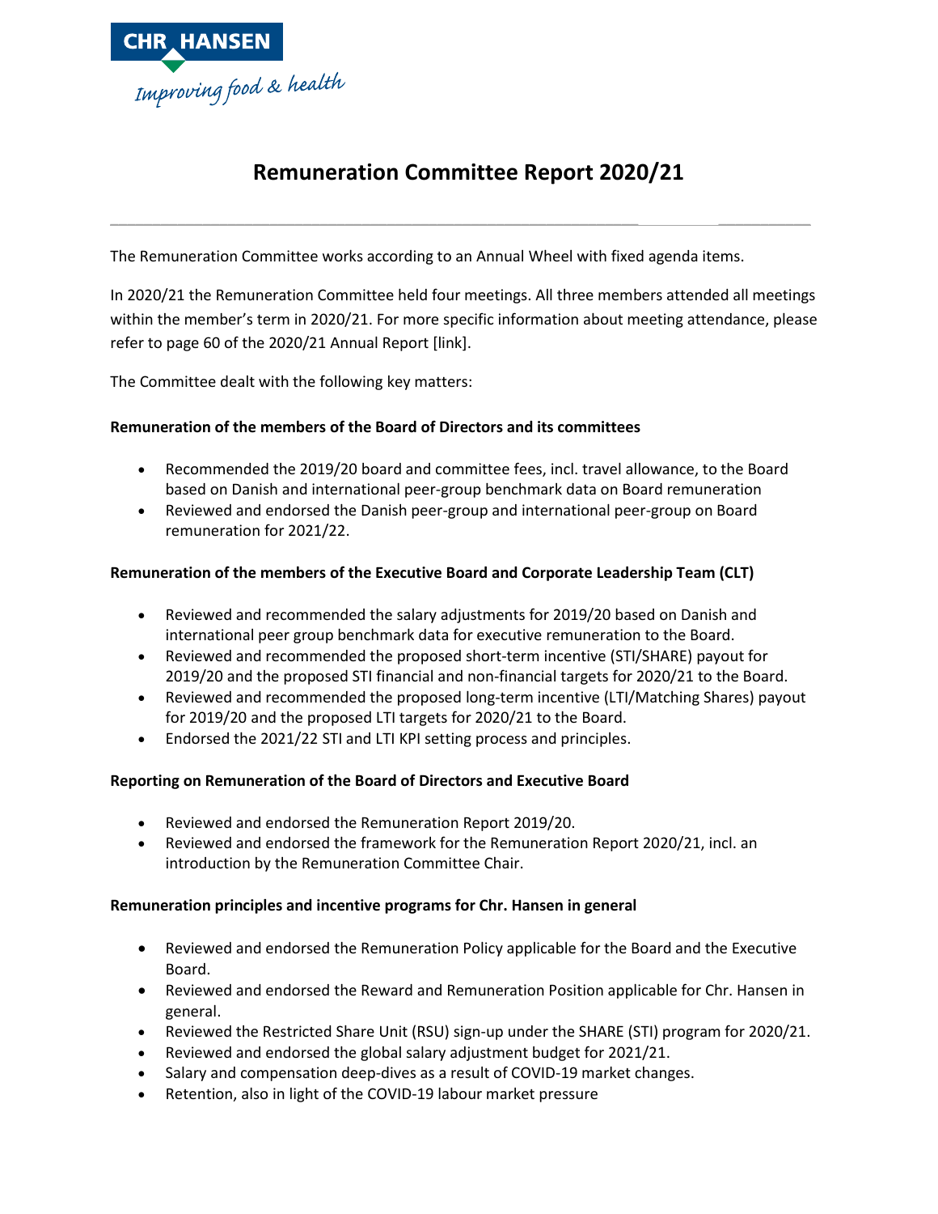# Remuneration Committee Report 2020/21

The Remuneration Committee works according to an Annual Wheel with fixed agenda items.

In 2020/21 the Remuneration Committee held four meetings. All three members attended all meetings within the member's term in 2020/21. For more specific information about meeting attendance, please refer to page 60 of the 2020/21 Annual Report [link].

The Committee dealt with the following key matters:

**Remuneration of the members of the Board of Directors and its committees**

- Recommended the 2019/20 board and committee fees, incl. travel allowance, to the Board based on Danish and international peer-group benchmark data on Board remuneration
- Reviewed and endorsed the Danish peer-group and international peer-group on Board remuneration for 2021/22.

**Remuneration of the members of the Executive Board and Corporate Leadership Team (CLT)**

- Reviewed and recommended the salary adjustments for 2019/20 based on Danish and international peer group benchmark data for executive remuneration to the Board.
- Reviewed and recommended the proposed short-term incentive (STI/SHARE) payout for 2019/20 and the proposed STI financial and non-financial targets for 2020/21 to the Board.
- Reviewed and recommended the proposed long-term incentive (LTI/Matching Shares) payout for 2019/20 and the proposed LTI targets for 2020/21 to the Board.
- Endorsed the 2021/22 STI and LTI KPI setting process and principles.

**Reporting on Remuneration of the Board of Directors and Executive Board**

- Reviewed and endorsed the Remuneration Report 2019/20.
- Reviewed and endorsed the framework for the Remuneration Report 2020/21, incl. an introduction by the Remuneration Committee Chair.

**Remuneration principles and incentive programs for Chr. Hansen in general**

- Reviewed and endorsed the Remuneration Policy applicable for the Board and the Executive Board.
- Reviewed and endorsed the Reward and Remuneration Position applicable for Chr. Hansen in general.
- Reviewed the Restricted Share Unit (RSU) sign-up under the SHARE (STI) program for 2020/21.
- Reviewed and endorsed the global salary adjustment budget for 2021/21.
- Salary and compensation deep-dives as a result of COVID-19 market changes.
- Retention, also in light of the COVID-19 labour market pressure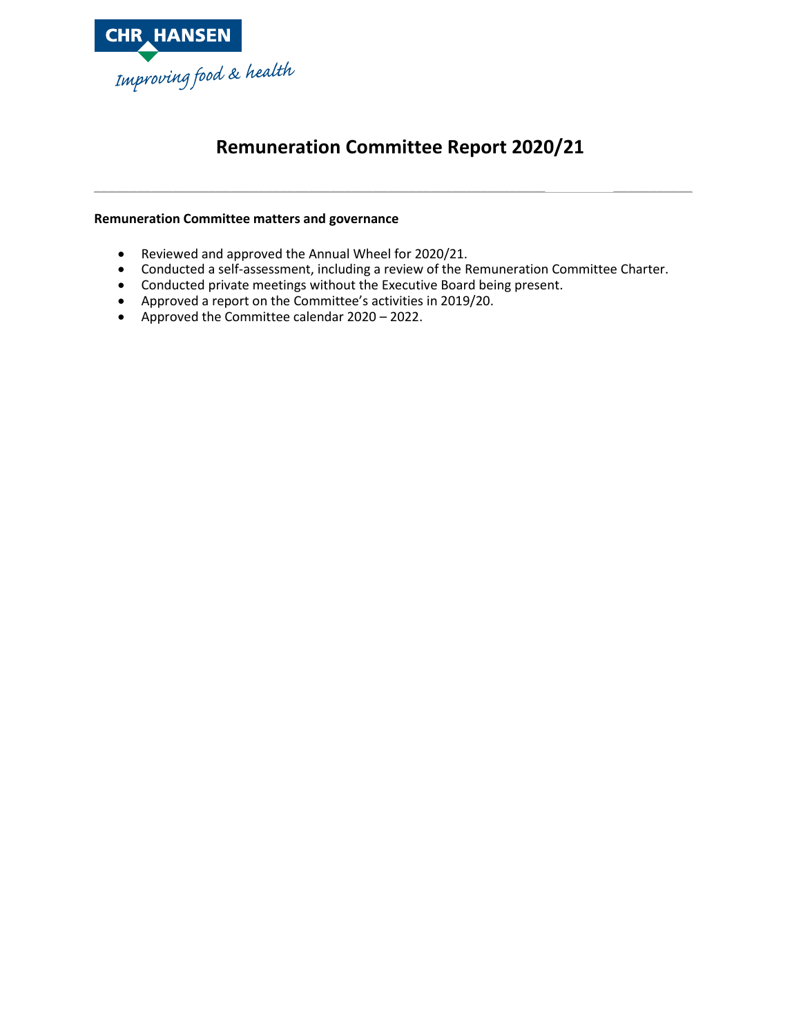# Remuneration Committee Report 2020/21

**Remuneration Committee matters and governance**

- Reviewed and approved the Annual Wheel for 2020/21.
- Conducted a self-assessment, including a review of the Remuneration Committee Charter.
- Conducted private meetings without the Executive Board being present.
- Approved a report on the Committee's activities in 2019/20.
- Approved the Committee calendar 2020 – 2022.